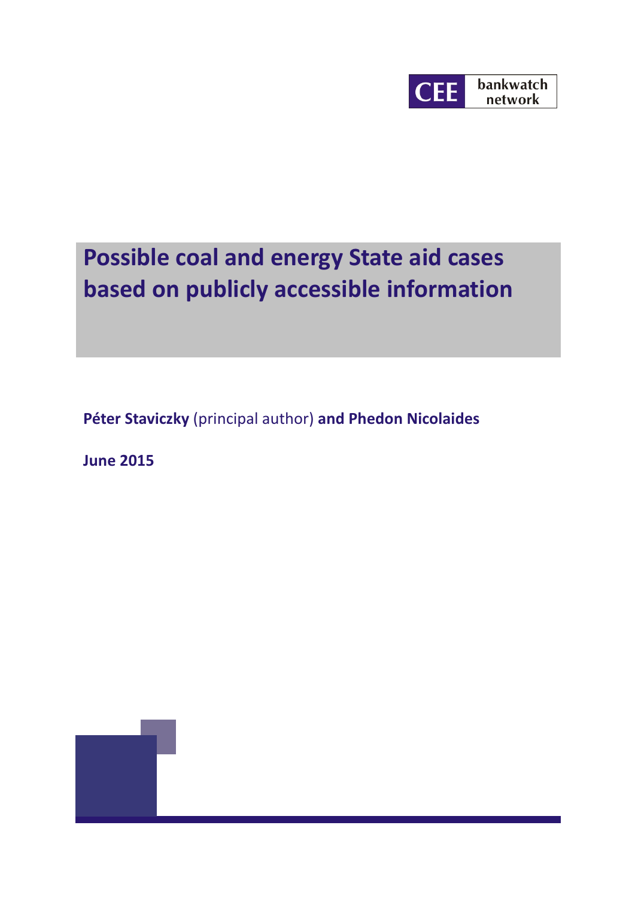CEE bankwatch network

# Possible coal and energy State aid cases based on publicly accessible information

**Péter Staviczky** (principal author) **and Phedon Nicolaides**

**June 2015**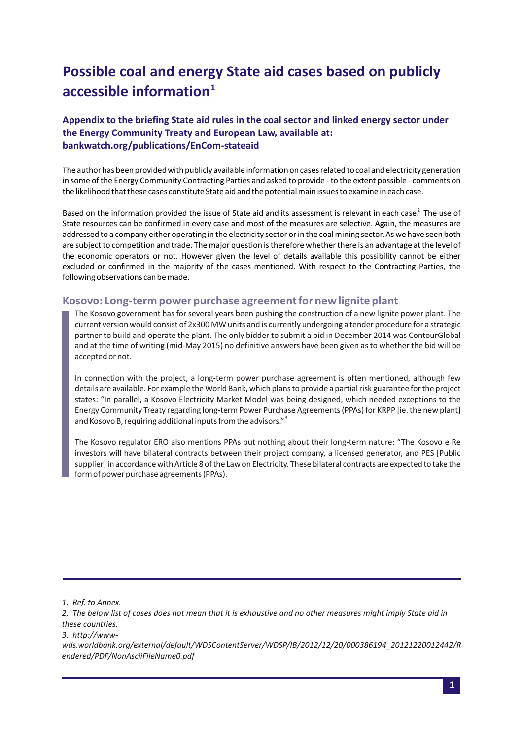# Possible coal and energy State aid cases based on publicly accessible information[1]

### Appendix to the briefing State aid rules in the coal sector and linked energy sector under the Energy Community Treaty and European Law, available at: bankwatch.org/publications/EnCom-stateaid

The author has been provided with publicly available information on cases related to coal and electricity generation in some of the Energy Community Contracting Parties and asked to provide - to the extent possible - comments on the likelihood that these cases constitute State aid and the potential main issues to examine in each case.

Based on the information provided the issue of State aid and its assessment is relevant in each case.[2] The use of State resources can be confirmed in every case and most of the measures are selective. Again, the measures are addressed to a company either operating in the electricity sector or in the coal mining sector. As we have seen both are subject to competition and trade. The major question is therefore whether there is an advantage at the level of the economic operators or not. However given the level of details available this possibility cannot be either excluded or confirmed in the majority of the cases mentioned. With respect to the Contracting Parties, the following observations can be made.

## Kosovo: Long-term power purchase agreement for new lignite plant

The Kosovo government has for several years been pushing the construction of a new lignite power plant. The current version would consist of 2x300 MW units and is currently undergoing a tender procedure for a strategic partner to build and operate the plant. The only bidder to submit a bid in December 2014 was ContourGlobal and at the time of writing (mid-May 2015) no definitive answers have been given as to whether the bid will be accepted or not.

In connection with the project, a long-term power purchase agreement is often mentioned, although few details are available. For example the World Bank, which plans to provide a partial risk guarantee for the project states: "In parallel, a Kosovo Electricity Market Model was being designed, which needed exceptions to the Energy Community Treaty regarding long-term Power Purchase Agreements (PPAs) for KRPP [ie. the new plant] and Kosovo B, requiring additional inputs from the advisors."[3]

The Kosovo regulator ERO also mentions PPAs but nothing about their long-term nature: "The Kosovo e Re investors will have bilateral contracts between their project company, a licensed generator, and PES [Public supplier] in accordance with Article 8 of the Law on Electricity. These bilateral contracts are expected to take the form of power purchase agreements (PPAs).

---

*1. Ref. to Annex.*

*2. The below list of cases does not mean that it is exhaustive and no other measures might imply State aid in these countries.*

*3. http://www-wds.worldbank.org/external/default/WDSContentServer/WDSP/IB/2012/12/20/000386194_20121220012442/Rendered/PDF/NonAsciiFileName0.pdf*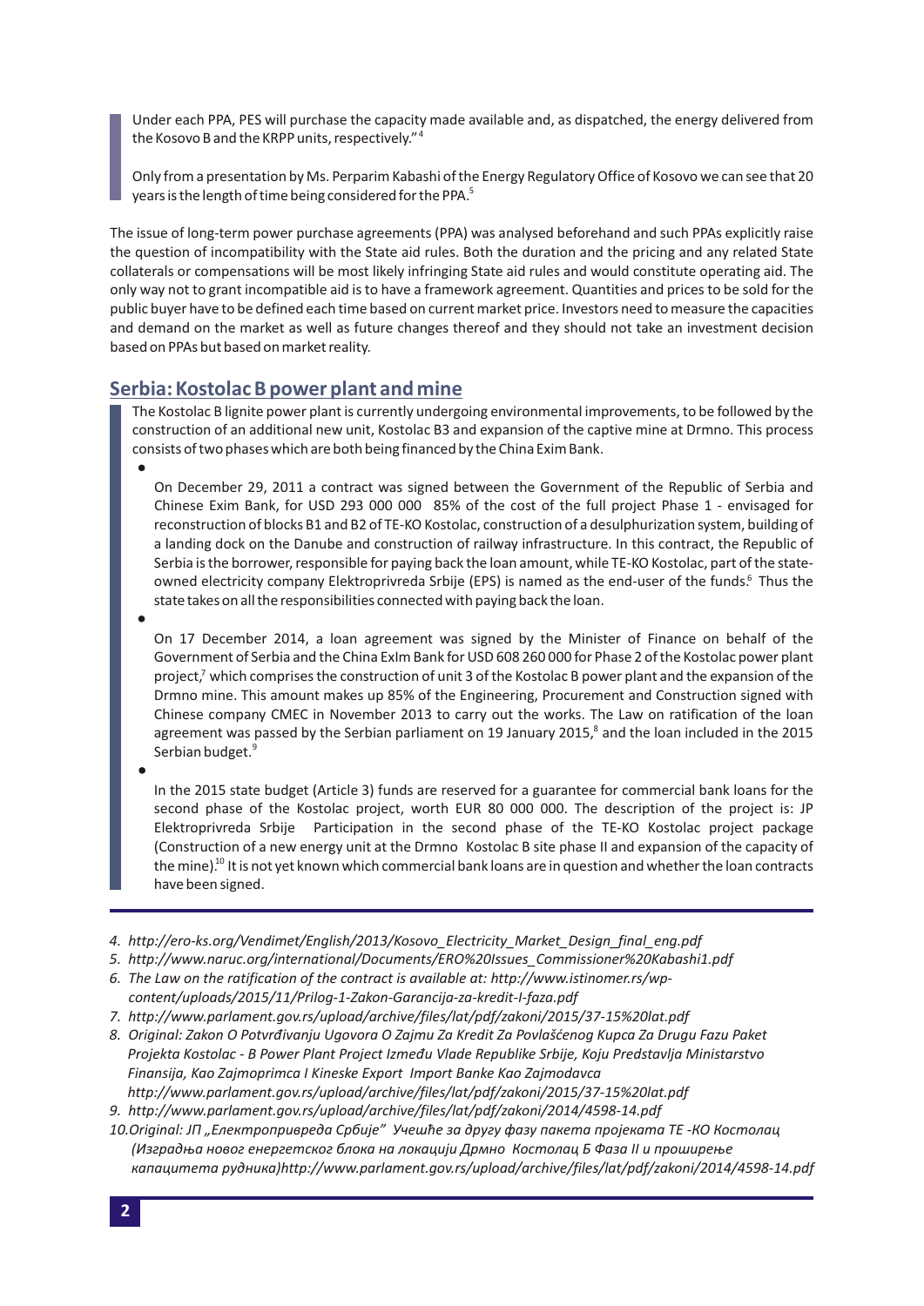Under each PPA, PES will purchase the capacity made available and, as dispatched, the energy delivered from the Kosovo B and the KRPP units, respectively."[4]

Only from a presentation by Ms. Perparim Kabashi of the Energy Regulatory Office of Kosovo we can see that 20 years is the length of time being considered for the PPA.[5]

The issue of long-term power purchase agreements (PPA) was analysed beforehand and such PPAs explicitly raise the question of incompatibility with the State aid rules. Both the duration and the pricing and any related State collaterals or compensations will be most likely infringing State aid rules and would constitute operating aid. The only way not to grant incompatible aid is to have a framework agreement. Quantities and prices to be sold for the public buyer have to be defined each time based on current market price. Investors need to measure the capacities and demand on the market as well as future changes thereof and they should not take an investment decision based on PPAs but based on market reality.

## Serbia: Kostolac B power plant and mine

The Kostolac B lignite power plant is currently undergoing environmental improvements, to be followed by the construction of an additional new unit, Kostolac B3 and expansion of the captive mine at Drmno. This process consists of two phases which are both being financed by the China Exim Bank.

- On December 29, 2011 a contract was signed between the Government of the Republic of Serbia and Chinese Exim Bank, for USD 293 000 000 85% of the cost of the full project Phase 1 - envisaged for reconstruction of blocks B1 and B2 of TE-KO Kostolac, construction of a desulphurization system, building of a landing dock on the Danube and construction of railway infrastructure. In this contract, the Republic of Serbia is the borrower, responsible for paying back the loan amount, while TE-KO Kostolac, part of the state-owned electricity company Elektroprivreda Srbije (EPS) is named as the end-user of the funds.[6] Thus the state takes on all the responsibilities connected with paying back the loan.

- On 17 December 2014, a loan agreement was signed by the Minister of Finance on behalf of the Government of Serbia and the China ExIm Bank for USD 608 260 000 for Phase 2 of the Kostolac power plant project,[7] which comprises the construction of unit 3 of the Kostolac B power plant and the expansion of the Drmno mine. This amount makes up 85% of the Engineering, Procurement and Construction signed with Chinese company CMEC in November 2013 to carry out the works. The Law on ratification of the loan agreement was passed by the Serbian parliament on 19 January 2015,[8] and the loan included in the 2015 Serbian budget.[9]

- In the 2015 state budget (Article 3) funds are reserved for a guarantee for commercial bank loans for the second phase of the Kostolac project, worth EUR 80 000 000. The description of the project is: JP Elektroprivreda Srbije Participation in the second phase of the TE-KO Kostolac project package (Construction of a new energy unit at the Drmno Kostolac B site phase II and expansion of the capacity of the mine).[10] It is not yet known which commercial bank loans are in question and whether the loan contracts have been signed.

---

4. *http://ero-ks.org/Vendimet/English/2013/Kosovo_Electricity_Market_Design_final_eng.pdf*
5. *http://www.naruc.org/international/Documents/ERO%20Issues_Commissioner%20Kabashi1.pdf*
6. *The Law on the ratification of the contract is available at: http://www.istinomer.rs/wp-content/uploads/2015/11/Prilog-1-Zakon-Garancija-za-kredit-I-faza.pdf*
7. *http://www.parlament.gov.rs/upload/archive/files/lat/pdf/zakoni/2015/37-15%20lat.pdf*
8. *Original: Zakon O Potvrđivanju Ugovora O Zajmu Za Kredit Za Povlašćenog Kupca Za Drugu Fazu Paket Projekta Kostolac - B Power Plant Project Između Vlade Republike Srbije, Koju Predstavlja Ministarstvo Finansija, Kao Zajmoprimca I Kineske Export Import Banke Kao Zajmodavca http://www.parlament.gov.rs/upload/archive/files/lat/pdf/zakoni/2015/37-15%20lat.pdf*
9. *http://www.parlament.gov.rs/upload/archive/files/lat/pdf/zakoni/2014/4598-14.pdf*
10. *Original: ЈП „Електропривреда Србије" Учешће за другу фазу пакета пројеката ТЕ -КО Костолац (Изградња новог енергетског блока на локацији Дрмно Костолац Б Фаза II и проширење капацитета рудника)http://www.parlament.gov.rs/upload/archive/files/lat/pdf/zakoni/2014/4598-14.pdf*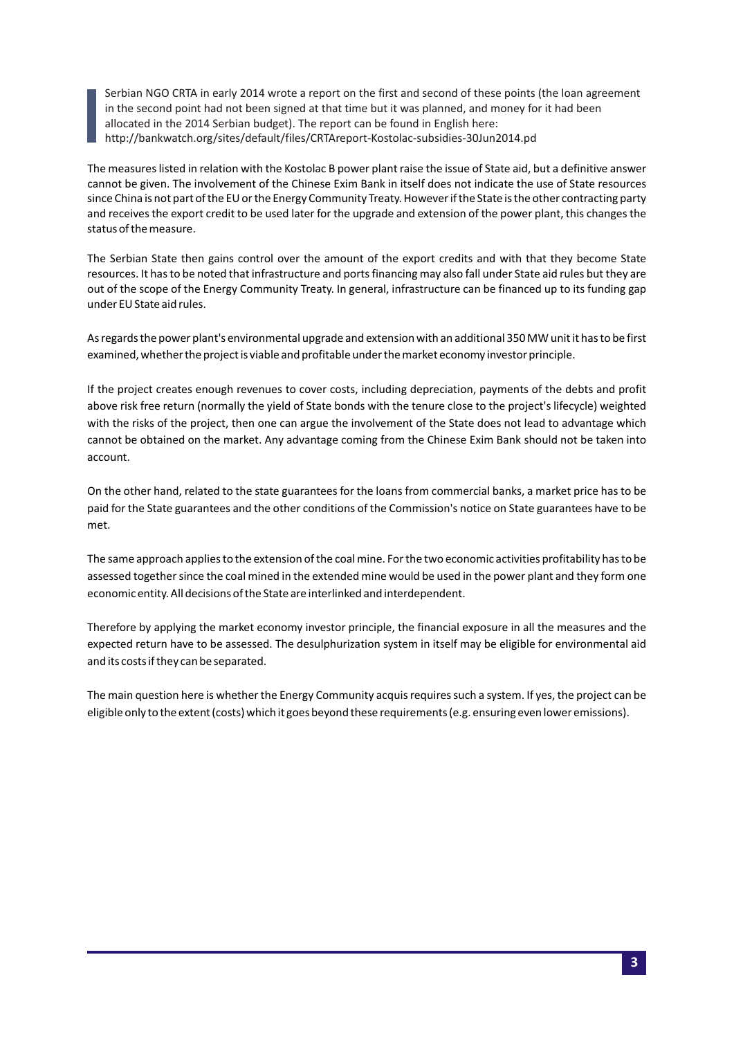> Serbian NGO CRTA in early 2014 wrote a report on the first and second of these points (the loan agreement in the second point had not been signed at that time but it was planned, and money for it had been allocated in the 2014 Serbian budget). The report can be found in English here: http://bankwatch.org/sites/default/files/CRTAreport-Kostolac-subsidies-30Jun2014.pd

The measures listed in relation with the Kostolac B power plant raise the issue of State aid, but a definitive answer cannot be given. The involvement of the Chinese Exim Bank in itself does not indicate the use of State resources since China is not part of the EU or the Energy Community Treaty. However if the State is the other contracting party and receives the export credit to be used later for the upgrade and extension of the power plant, this changes the status of the measure.

The Serbian State then gains control over the amount of the export credits and with that they become State resources. It has to be noted that infrastructure and ports financing may also fall under State aid rules but they are out of the scope of the Energy Community Treaty. In general, infrastructure can be financed up to its funding gap under EU State aid rules.

As regards the power plant's environmental upgrade and extension with an additional 350 MW unit it has to be first examined, whether the project is viable and profitable under the market economy investor principle.

If the project creates enough revenues to cover costs, including depreciation, payments of the debts and profit above risk free return (normally the yield of State bonds with the tenure close to the project's lifecycle) weighted with the risks of the project, then one can argue the involvement of the State does not lead to advantage which cannot be obtained on the market. Any advantage coming from the Chinese Exim Bank should not be taken into account.

On the other hand, related to the state guarantees for the loans from commercial banks, a market price has to be paid for the State guarantees and the other conditions of the Commission's notice on State guarantees have to be met.

The same approach applies to the extension of the coal mine. For the two economic activities profitability has to be assessed together since the coal mined in the extended mine would be used in the power plant and they form one economic entity. All decisions of the State are interlinked and interdependent.

Therefore by applying the market economy investor principle, the financial exposure in all the measures and the expected return have to be assessed. The desulphurization system in itself may be eligible for environmental aid and its costs if they can be separated.

The main question here is whether the Energy Community acquis requires such a system. If yes, the project can be eligible only to the extent (costs) which it goes beyond these requirements (e.g. ensuring even lower emissions).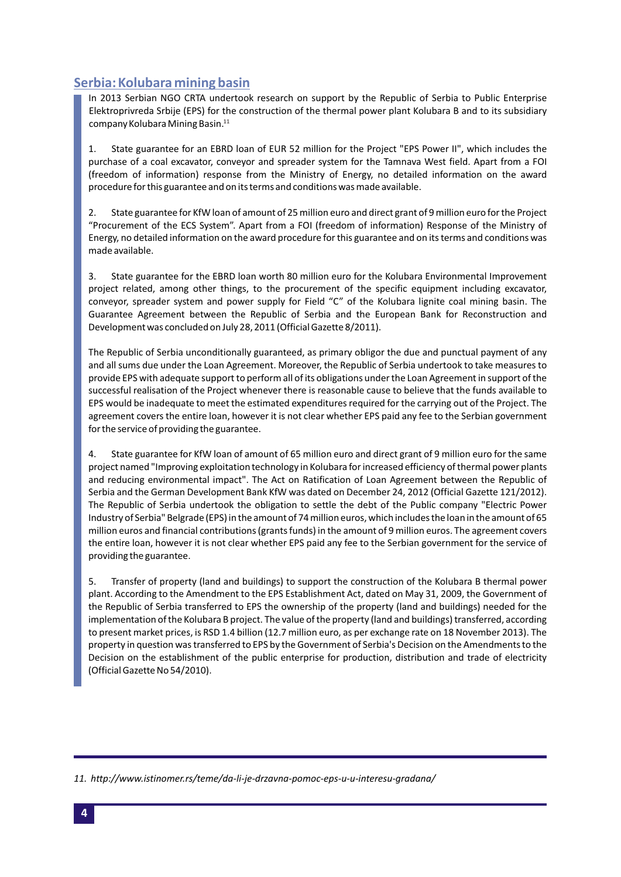## Serbia: Kolubara mining basin

In 2013 Serbian NGO CRTA undertook research on support by the Republic of Serbia to Public Enterprise Elektroprivreda Srbije (EPS) for the construction of the thermal power plant Kolubara B and to its subsidiary company Kolubara Mining Basin.[11]

1. State guarantee for an EBRD loan of EUR 52 million for the Project "EPS Power II", which includes the purchase of a coal excavator, conveyor and spreader system for the Tamnava West field. Apart from a FOI (freedom of information) response from the Ministry of Energy, no detailed information on the award procedure for this guarantee and on its terms and conditions was made available.

2. State guarantee for KfW loan of amount of 25 million euro and direct grant of 9 million euro for the Project "Procurement of the ECS System". Apart from a FOI (freedom of information) Response of the Ministry of Energy, no detailed information on the award procedure for this guarantee and on its terms and conditions was made available.

3. State guarantee for the EBRD loan worth 80 million euro for the Kolubara Environmental Improvement project related, among other things, to the procurement of the specific equipment including excavator, conveyor, spreader system and power supply for Field "C" of the Kolubara lignite coal mining basin. The Guarantee Agreement between the Republic of Serbia and the European Bank for Reconstruction and Development was concluded on July 28, 2011 (Official Gazette 8/2011).

The Republic of Serbia unconditionally guaranteed, as primary obligor the due and punctual payment of any and all sums due under the Loan Agreement. Moreover, the Republic of Serbia undertook to take measures to provide EPS with adequate support to perform all of its obligations under the Loan Agreement in support of the successful realisation of the Project whenever there is reasonable cause to believe that the funds available to EPS would be inadequate to meet the estimated expenditures required for the carrying out of the Project. The agreement covers the entire loan, however it is not clear whether EPS paid any fee to the Serbian government for the service of providing the guarantee.

4. State guarantee for KfW loan of amount of 65 million euro and direct grant of 9 million euro for the same project named "Improving exploitation technology in Kolubara for increased efficiency of thermal power plants and reducing environmental impact". The Act on Ratification of Loan Agreement between the Republic of Serbia and the German Development Bank KfW was dated on December 24, 2012 (Official Gazette 121/2012). The Republic of Serbia undertook the obligation to settle the debt of the Public company "Electric Power Industry of Serbia" Belgrade (EPS) in the amount of 74 million euros, which includes the loan in the amount of 65 million euros and financial contributions (grants funds) in the amount of 9 million euros. The agreement covers the entire loan, however it is not clear whether EPS paid any fee to the Serbian government for the service of providing the guarantee.

5. Transfer of property (land and buildings) to support the construction of the Kolubara B thermal power plant. According to the Amendment to the EPS Establishment Act, dated on May 31, 2009, the Government of the Republic of Serbia transferred to EPS the ownership of the property (land and buildings) needed for the implementation of the Kolubara B project. The value of the property (land and buildings) transferred, according to present market prices, is RSD 1.4 billion (12.7 million euro, as per exchange rate on 18 November 2013). The property in question was transferred to EPS by the Government of Serbia's Decision on the Amendments to the Decision on the establishment of the public enterprise for production, distribution and trade of electricity (Official Gazette No 54/2010).

*11. http://www.istinomer.rs/teme/da-li-je-drzavna-pomoc-eps-u-u-interesu-gradana/*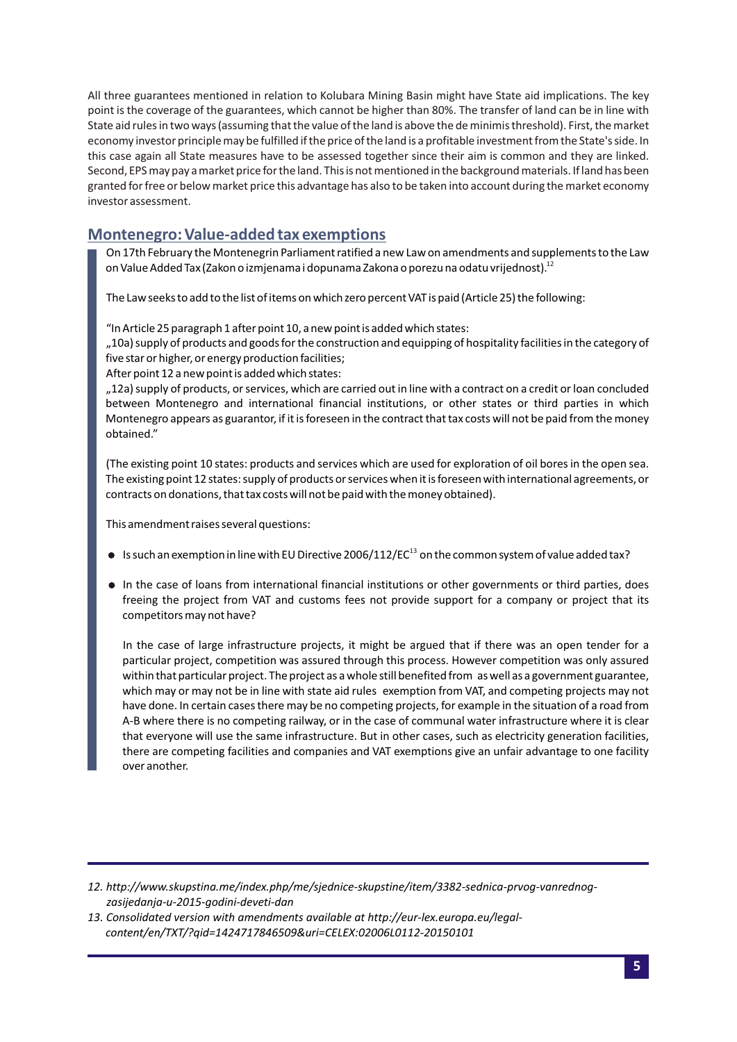All three guarantees mentioned in relation to Kolubara Mining Basin might have State aid implications. The key point is the coverage of the guarantees, which cannot be higher than 80%. The transfer of land can be in line with State aid rules in two ways (assuming that the value of the land is above the de minimis threshold). First, the market economy investor principle may be fulfilled if the price of the land is a profitable investment from the State's side. In this case again all State measures have to be assessed together since their aim is common and they are linked. Second, EPS may pay a market price for the land. This is not mentioned in the background materials. If land has been granted for free or below market price this advantage has also to be taken into account during the market economy investor assessment.

## Montenegro: Value-added tax exemptions

On 17th February the Montenegrin Parliament ratified a new Law on amendments and supplements to the Law on Value Added Tax (Zakon o izmjenama i dopunama Zakona o porezu na odatu vrijednost).[12]

The Law seeks to add to the list of items on which zero percent VAT is paid (Article 25) the following:

"In Article 25 paragraph 1 after point 10, a new point is added which states:
„10a) supply of products and goods for the construction and equipping of hospitality facilities in the category of five star or higher, or energy production facilities;
After point 12 a new point is added which states:
„12a) supply of products, or services, which are carried out in line with a contract on a credit or loan concluded between Montenegro and international financial institutions, or other states or third parties in which Montenegro appears as guarantor, if it is foreseen in the contract that tax costs will not be paid from the money obtained."

(The existing point 10 states: products and services which are used for exploration of oil bores in the open sea. The existing point 12 states: supply of products or services when it is foreseen with international agreements, or contracts on donations, that tax costs will not be paid with the money obtained).

This amendment raises several questions:

- Is such an exemption in line with EU Directive 2006/112/EC[13] on the common system of value added tax?
- In the case of loans from international financial institutions or other governments or third parties, does freeing the project from VAT and customs fees not provide support for a company or project that its competitors may not have?

  In the case of large infrastructure projects, it might be argued that if there was an open tender for a particular project, competition was assured through this process. However competition was only assured within that particular project. The project as a whole still benefited from as well as a government guarantee, which may or may not be in line with state aid rules exemption from VAT, and competing projects may not have done. In certain cases there may be no competing projects, for example in the situation of a road from A-B where there is no competing railway, or in the case of communal water infrastructure where it is clear that everyone will use the same infrastructure. But in other cases, such as electricity generation facilities, there are competing facilities and companies and VAT exemptions give an unfair advantage to one facility over another.

---

*12. http://www.skupstina.me/index.php/me/sjednice-skupstine/item/3382-sednica-prvog-vanrednog-zasijedanja-u-2015-godini-deveti-dan*

*13. Consolidated version with amendments available at http://eur-lex.europa.eu/legal-content/en/TXT/?qid=1424717846509&uri=CELEX:02006L0112-20150101*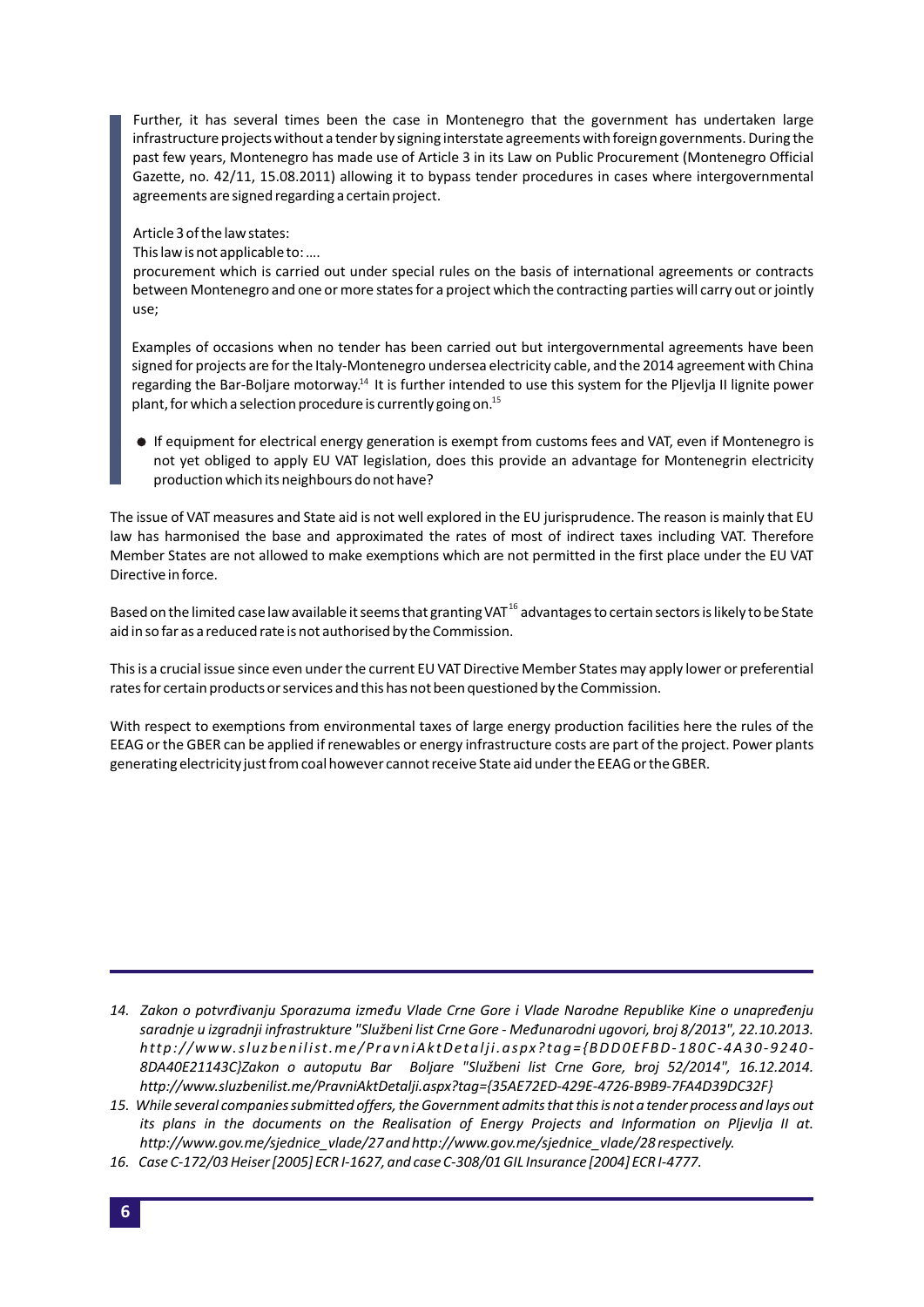Further, it has several times been the case in Montenegro that the government has undertaken large infrastructure projects without a tender by signing interstate agreements with foreign governments. During the past few years, Montenegro has made use of Article 3 in its Law on Public Procurement (Montenegro Official Gazette, no. 42/11, 15.08.2011) allowing it to bypass tender procedures in cases where intergovernmental agreements are signed regarding a certain project.

Article 3 of the law states:
This law is not applicable to: ….
procurement which is carried out under special rules on the basis of international agreements or contracts between Montenegro and one or more states for a project which the contracting parties will carry out or jointly use;

Examples of occasions when no tender has been carried out but intergovernmental agreements have been signed for projects are for the Italy-Montenegro undersea electricity cable, and the 2014 agreement with China regarding the Bar-Boljare motorway.[14] It is further intended to use this system for the Pljevlja II lignite power plant, for which a selection procedure is currently going on.[15]

- If equipment for electrical energy generation is exempt from customs fees and VAT, even if Montenegro is not yet obliged to apply EU VAT legislation, does this provide an advantage for Montenegrin electricity production which its neighbours do not have?

The issue of VAT measures and State aid is not well explored in the EU jurisprudence. The reason is mainly that EU law has harmonised the base and approximated the rates of most of indirect taxes including VAT. Therefore Member States are not allowed to make exemptions which are not permitted in the first place under the EU VAT Directive in force.

Based on the limited case law available it seems that granting VAT[16] advantages to certain sectors is likely to be State aid in so far as a reduced rate is not authorised by the Commission.

This is a crucial issue since even under the current EU VAT Directive Member States may apply lower or preferential rates for certain products or services and this has not been questioned by the Commission.

With respect to exemptions from environmental taxes of large energy production facilities here the rules of the EEAG or the GBER can be applied if renewables or energy infrastructure costs are part of the project. Power plants generating electricity just from coal however cannot receive State aid under the EEAG or the GBER.

---

*14. Zakon o potvrđivanju Sporazuma između Vlade Crne Gore i Vlade Narodne Republike Kine o unapređenju saradnje u izgradnji infrastrukture "Službeni list Crne Gore - Međunarodni ugovori, broj 8/2013", 22.10.2013. http://www.sluzbenilist.me/PravniAktDetalji.aspx?tag={BDD0EFBD-180C-4A30-9240-8DA40E21143C}Zakon o autoputu Bar Boljare "Službeni list Crne Gore, broj 52/2014", 16.12.2014. http://www.sluzbenilist.me/PravniAktDetalji.aspx?tag={35AE72ED-429E-4726-B9B9-7FA4D39DC32F}*

*15. While several companies submitted offers, the Government admits that this is not a tender process and lays out its plans in the documents on the Realisation of Energy Projects and Information on Pljevlja II at. http://www.gov.me/sjednice_vlade/27 and http://www.gov.me/sjednice_vlade/28 respectively.*

*16. Case C-172/03 Heiser [2005] ECR I-1627, and case C-308/01 GIL Insurance [2004] ECR I-4777.*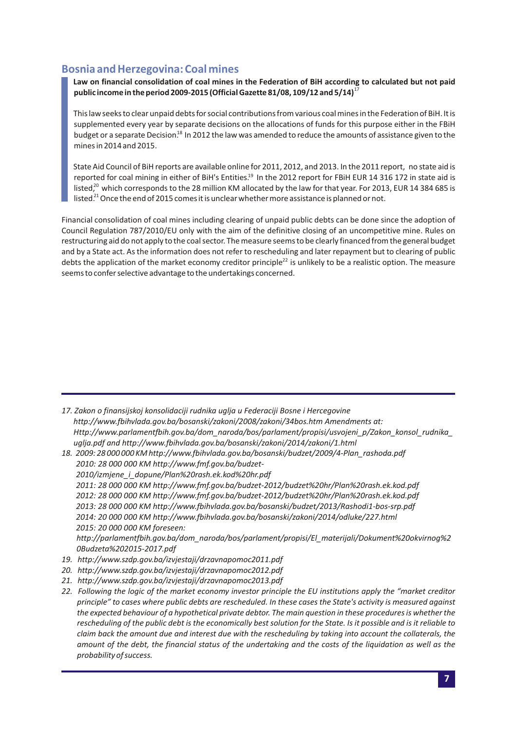## Bosnia and Herzegovina: Coal mines

**Law on financial consolidation of coal mines in the Federation of BiH according to calculated but not paid public income in the period 2009-2015 (Official Gazette 81/08, 109/12 and 5/14)**[17]

This law seeks to clear unpaid debts for social contributions from various coal mines in the Federation of BiH. It is supplemented every year by separate decisions on the allocations of funds for this purpose either in the FBiH budget or a separate Decision.[18] In 2012 the law was amended to reduce the amounts of assistance given to the mines in 2014 and 2015.

State Aid Council of BiH reports are available online for 2011, 2012, and 2013. In the 2011 report, no state aid is reported for coal mining in either of BiH's Entities.[19] In the 2012 report for FBiH EUR 14 316 172 in state aid is listed,[20] which corresponds to the 28 million KM allocated by the law for that year. For 2013, EUR 14 384 685 is listed.[21] Once the end of 2015 comes it is unclear whether more assistance is planned or not.

Financial consolidation of coal mines including clearing of unpaid public debts can be done since the adoption of Council Regulation 787/2010/EU only with the aim of the definitive closing of an uncompetitive mine. Rules on restructuring aid do not apply to the coal sector. The measure seems to be clearly financed from the general budget and by a State act. As the information does not refer to rescheduling and later repayment but to clearing of public debts the application of the market economy creditor principle[22] is unlikely to be a realistic option. The measure seems to confer selective advantage to the undertakings concerned.

---

*17. Zakon o finansijskoj konsolidaciji rudnika uglja u Federaciji Bosne i Hercegovine http://www.fbihvlada.gov.ba/bosanski/zakoni/2008/zakoni/34bos.htm Amendments at: Http://www.parlamentfbih.gov.ba/dom_naroda/bos/parlament/propisi/usvojeni_p/Zakon_konsol_rudnika_uglja.pdf and http://www.fbihvlada.gov.ba/bosanski/zakoni/2014/zakoni/1.html*

*18. 2009: 28 000 000 KM http://www.fbihvlada.gov.ba/bosanski/budzet/2009/4-Plan_rashoda.pdf*
*2010: 28 000 000 KM http://www.fmf.gov.ba/budzet-2010/izmjene_i_dopune/Plan%20rash.ek.kod%20hr.pdf*
*2011: 28 000 000 KM http://www.fmf.gov.ba/budzet-2012/budzet%20hr/Plan%20rash.ek.kod.pdf*
*2012: 28 000 000 KM http://www.fmf.gov.ba/budzet-2012/budzet%20hr/Plan%20rash.ek.kod.pdf*
*2013: 28 000 000 KM http://www.fbihvlada.gov.ba/bosanski/budzet/2013/Rashodi1-bos-srp.pdf*
*2014: 20 000 000 KM http://www.fbihvlada.gov.ba/bosanski/zakoni/2014/odluke/227.html*
*2015: 20 000 000 KM foreseen: http://parlamentfbih.gov.ba/dom_naroda/bos/parlament/propisi/El_materijali/Dokument%20okvirnog%20Budzeta%202015-2017.pdf*

*19. http://www.szdp.gov.ba/izvjestaji/drzavnapomoc2011.pdf*

*20. http://www.szdp.gov.ba/izvjestaji/drzavnapomoc2012.pdf*

*21. http://www.szdp.gov.ba/izvjestaji/drzavnapomoc2013.pdf*

*22. Following the logic of the market economy investor principle the EU institutions apply the "market creditor principle" to cases where public debts are rescheduled. In these cases the State's activity is measured against the expected behaviour of a hypothetical private debtor. The main question in these procedures is whether the rescheduling of the public debt is the economically best solution for the State. Is it possible and is it reliable to claim back the amount due and interest due with the rescheduling by taking into account the collaterals, the amount of the debt, the financial status of the undertaking and the costs of the liquidation as well as the probability of success.*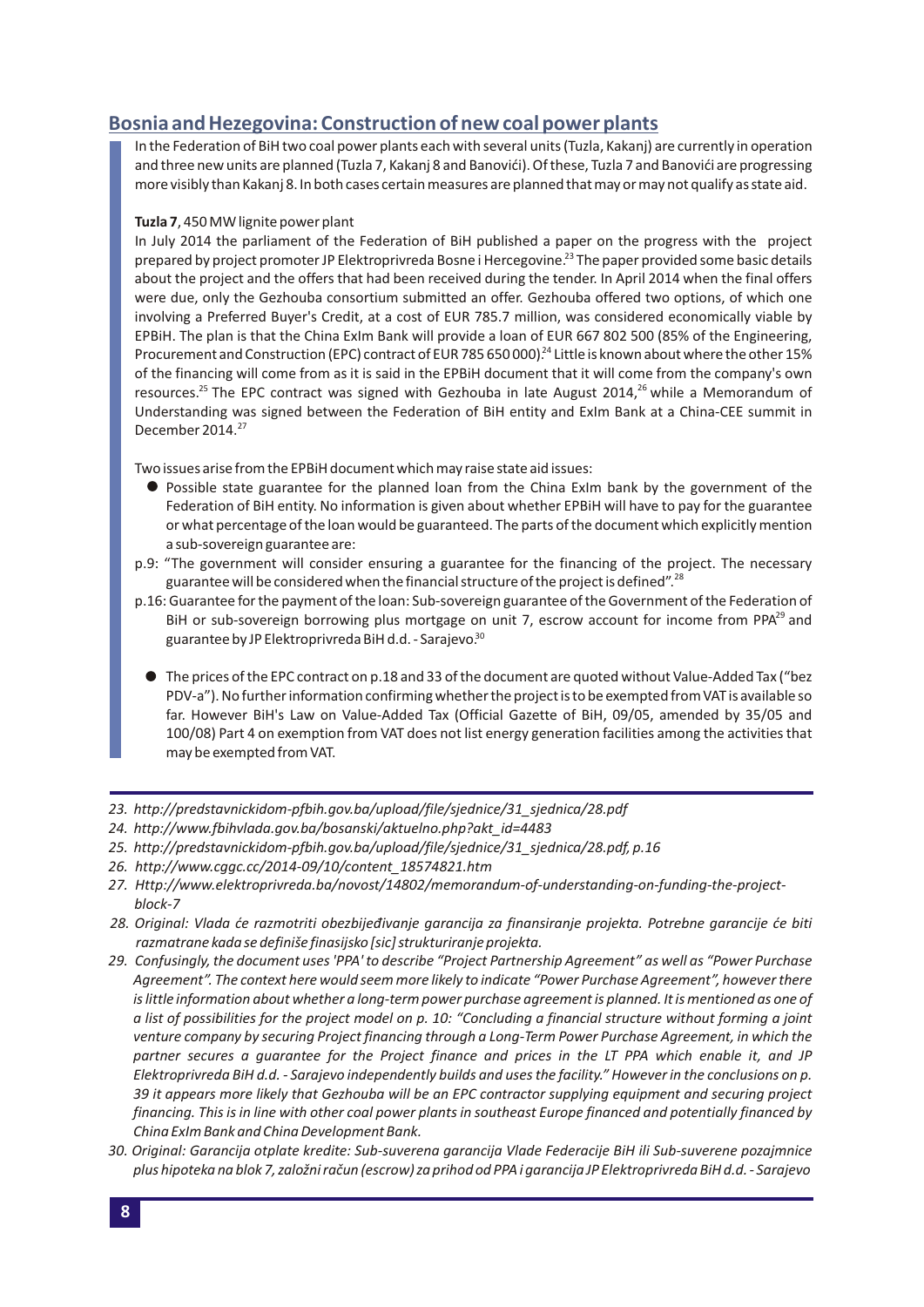## Bosnia and Hezegovina: Construction of new coal power plants

In the Federation of BiH two coal power plants each with several units (Tuzla, Kakanj) are currently in operation and three new units are planned (Tuzla 7, Kakanj 8 and Banovići). Of these, Tuzla 7 and Banovići are progressing more visibly than Kakanj 8. In both cases certain measures are planned that may or may not qualify as state aid.

**Tuzla 7**, 450 MW lignite power plant

In July 2014 the parliament of the Federation of BiH published a paper on the progress with the project prepared by project promoter JP Elektroprivreda Bosne i Hercegovine.[23] The paper provided some basic details about the project and the offers that had been received during the tender. In April 2014 when the final offers were due, only the Gezhouba consortium submitted an offer. Gezhouba offered two options, of which one involving a Preferred Buyer's Credit, at a cost of EUR 785.7 million, was considered economically viable by EPBiH. The plan is that the China ExIm Bank will provide a loan of EUR 667 802 500 (85% of the Engineering, Procurement and Construction (EPC) contract of EUR 785 650 000).[24] Little is known about where the other 15% of the financing will come from as it is said in the EPBiH document that it will come from the company's own resources.[25] The EPC contract was signed with Gezhouba in late August 2014,[26] while a Memorandum of Understanding was signed between the Federation of BiH entity and ExIm Bank at a China-CEE summit in December 2014.[27]

Two issues arise from the EPBiH document which may raise state aid issues:

- Possible state guarantee for the planned loan from the China ExIm bank by the government of the Federation of BiH entity. No information is given about whether EPBiH will have to pay for the guarantee or what percentage of the loan would be guaranteed. The parts of the document which explicitly mention a sub-sovereign guarantee are:

p.9: "The government will consider ensuring a guarantee for the financing of the project. The necessary guarantee will be considered when the financial structure of the project is defined".[28]

p.16: Guarantee for the payment of the loan: Sub-sovereign guarantee of the Government of the Federation of BiH or sub-sovereign borrowing plus mortgage on unit 7, escrow account for income from PPA[29] and guarantee by JP Elektroprivreda BiH d.d. - Sarajevo.[30]

- The prices of the EPC contract on p.18 and 33 of the document are quoted without Value-Added Tax ("bez PDV-a"). No further information confirming whether the project is to be exempted from VAT is available so far. However BiH's Law on Value-Added Tax (Official Gazette of BiH, 09/05, amended by 35/05 and 100/08) Part 4 on exemption from VAT does not list energy generation facilities among the activities that may be exempted from VAT.

---

*23. http://predstavnickidom-pfbih.gov.ba/upload/file/sjednice/31_sjednica/28.pdf*

*24. http://www.fbihvlada.gov.ba/bosanski/aktuelno.php?akt_id=4483*

*25. http://predstavnickidom-pfbih.gov.ba/upload/file/sjednice/31_sjednica/28.pdf, p.16*

*26. http://www.cggc.cc/2014-09/10/content_18574821.htm*

*27. Http://www.elektroprivreda.ba/novost/14802/memorandum-of-understanding-on-funding-the-project-block-7*

*28. Original: Vlada će razmotriti obezbjeđivanje garancija za finansiranje projekta. Potrebne garancije će biti razmatrane kada se definiše finasijsko [sic] strukturiranje projekta.*

*29. Confusingly, the document uses 'PPA' to describe "Project Partnership Agreement" as well as "Power Purchase Agreement". The context here would seem more likely to indicate "Power Purchase Agreement", however there is little information about whether a long-term power purchase agreement is planned. It is mentioned as one of a list of possibilities for the project model on p. 10: "Concluding a financial structure without forming a joint venture company by securing Project financing through a Long-Term Power Purchase Agreement, in which the partner secures a guarantee for the Project finance and prices in the LT PPA which enable it, and JP Elektroprivreda BiH d.d. - Sarajevo independently builds and uses the facility." However in the conclusions on p. 39 it appears more likely that Gezhouba will be an EPC contractor supplying equipment and securing project financing. This is in line with other coal power plants in southeast Europe financed and potentially financed by China ExIm Bank and China Development Bank.*

*30. Original: Garancija otplate kredite: Sub-suverena garancija Vlade Federacije BiH ili Sub-suverene pozajmnice plus hipoteka na blok 7, založni račun (escrow) za prihod od PPA i garancija JP Elektroprivreda BiH d.d. - Sarajevo*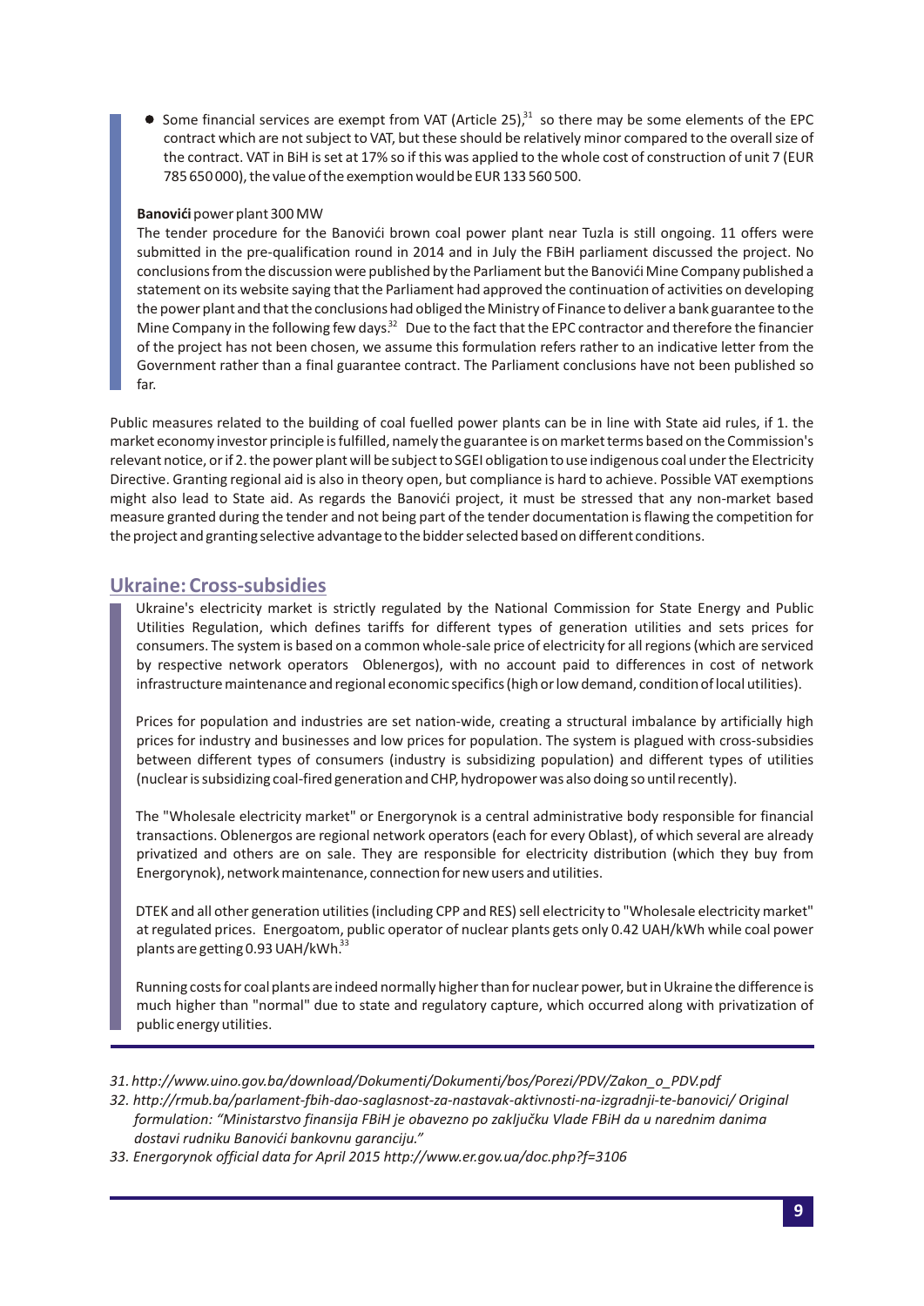- Some financial services are exempt from VAT (Article 25),[31] so there may be some elements of the EPC contract which are not subject to VAT, but these should be relatively minor compared to the overall size of the contract. VAT in BiH is set at 17% so if this was applied to the whole cost of construction of unit 7 (EUR 785 650 000), the value of the exemption would be EUR 133 560 500.

**Banovići** power plant 300 MW

The tender procedure for the Banovići brown coal power plant near Tuzla is still ongoing. 11 offers were submitted in the pre-qualification round in 2014 and in July the FBiH parliament discussed the project. No conclusions from the discussion were published by the Parliament but the Banovići Mine Company published a statement on its website saying that the Parliament had approved the continuation of activities on developing the power plant and that the conclusions had obliged the Ministry of Finance to deliver a bank guarantee to the Mine Company in the following few days.[32] Due to the fact that the EPC contractor and therefore the financier of the project has not been chosen, we assume this formulation refers rather to an indicative letter from the Government rather than a final guarantee contract. The Parliament conclusions have not been published so far.

Public measures related to the building of coal fuelled power plants can be in line with State aid rules, if 1. the market economy investor principle is fulfilled, namely the guarantee is on market terms based on the Commission's relevant notice, or if 2. the power plant will be subject to SGEI obligation to use indigenous coal under the Electricity Directive. Granting regional aid is also in theory open, but compliance is hard to achieve. Possible VAT exemptions might also lead to State aid. As regards the Banovići project, it must be stressed that any non-market based measure granted during the tender and not being part of the tender documentation is flawing the competition for the project and granting selective advantage to the bidder selected based on different conditions.

## Ukraine: Cross-subsidies

Ukraine's electricity market is strictly regulated by the National Commission for State Energy and Public Utilities Regulation, which defines tariffs for different types of generation utilities and sets prices for consumers. The system is based on a common whole-sale price of electricity for all regions (which are serviced by respective network operators Oblenergos), with no account paid to differences in cost of network infrastructure maintenance and regional economic specifics (high or low demand, condition of local utilities).

Prices for population and industries are set nation-wide, creating a structural imbalance by artificially high prices for industry and businesses and low prices for population. The system is plagued with cross-subsidies between different types of consumers (industry is subsidizing population) and different types of utilities (nuclear is subsidizing coal-fired generation and CHP, hydropower was also doing so until recently).

The "Wholesale electricity market" or Energorynok is a central administrative body responsible for financial transactions. Oblenergos are regional network operators (each for every Oblast), of which several are already privatized and others are on sale. They are responsible for electricity distribution (which they buy from Energorynok), network maintenance, connection for new users and utilities.

DTEK and all other generation utilities (including CPP and RES) sell electricity to "Wholesale electricity market" at regulated prices. Energoatom, public operator of nuclear plants gets only 0.42 UAH/kWh while coal power plants are getting 0.93 UAH/kWh.[33]

Running costs for coal plants are indeed normally higher than for nuclear power, but in Ukraine the difference is much higher than "normal" due to state and regulatory capture, which occurred along with privatization of public energy utilities.

---

*31. http://www.uino.gov.ba/download/Dokumenti/Dokumenti/bos/Porezi/PDV/Zakon_o_PDV.pdf*

*32. http://rmub.ba/parlament-fbih-dao-saglasnost-za-nastavak-aktivnosti-na-izgradnji-te-banovici/ Original formulation: "Ministarstvo finansija FBiH je obavezno po zaključku Vlade FBiH da u narednim danima dostavi rudniku Banovići bankovnu garanciju."*

*33. Energorynok official data for April 2015 http://www.er.gov.ua/doc.php?f=3106*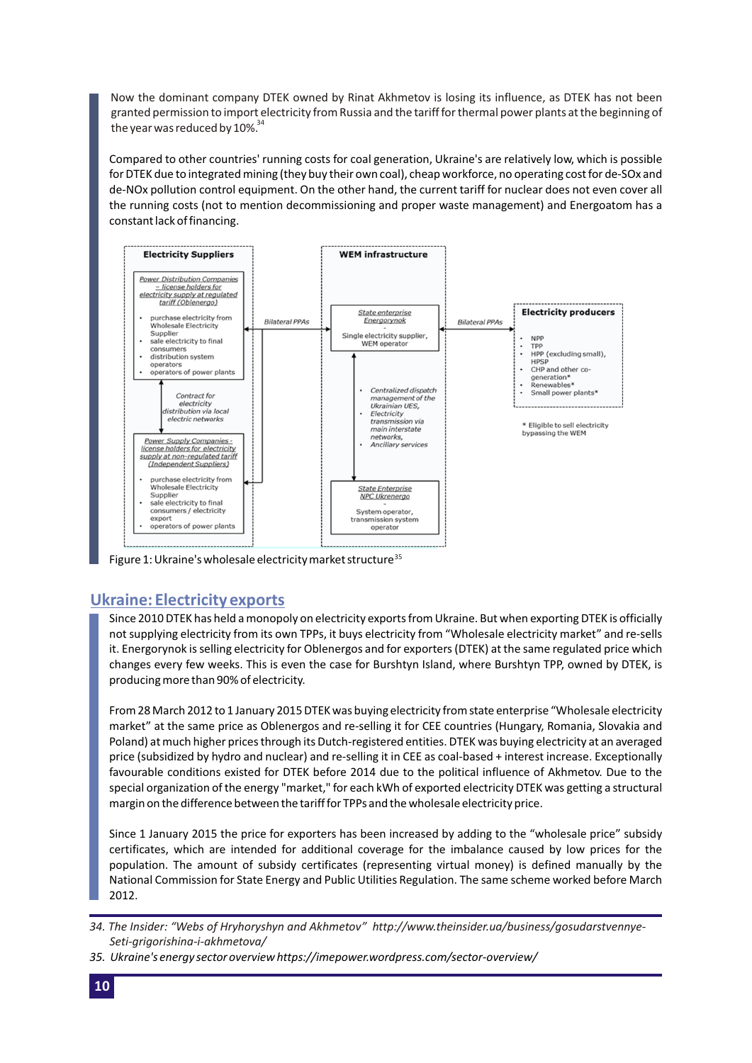Now the dominant company DTEK owned by Rinat Akhmetov is losing its influence, as DTEK has not been granted permission to import electricity from Russia and the tariff for thermal power plants at the beginning of the year was reduced by 10%.[34]

Compared to other countries' running costs for coal generation, Ukraine's are relatively low, which is possible for DTEK due to integrated mining (they buy their own coal), cheap workforce, no operating cost for de-SOx and de-NOx pollution control equipment. On the other hand, the current tariff for nuclear does not even cover all the running costs (not to mention decommissioning and proper waste management) and Energoatom has a constant lack of financing.

**Electricity Suppliers**

*Power Distribution Companies – license holders for electricity supply at regulated tariff (Oblenergo)*

- purchase electricity from Wholesale Electricity Supplier
- sale electricity to final consumers
- distribution system operators
- operators of power plants

*Contract for electricity distribution via local electric networks*

*Power Supply Companies - license holders for electricity supply at non-regulated tariff (Independent Suppliers)*

- purchase electricity from Wholesale Electricity Supplier
- sale electricity to final consumers / electricity export
- operators of power plants

*Bilateral PPAs*

**WEM infrastructure**

*State enterprise Energorynok*

Single electricity supplier, WEM operator

- *Centralized dispatch management of the Ukrainian UES,*
- *Electricity transmission via main interstate networks,*
- *Ancillary services*

*State Enterprise NPC Ukrenergo*

System operator, transmission system operator

*Bilateral PPAs*

**Electricity producers**

- NPP
- TPP
- HPP (excluding small), HPSP
- CHP and other co-generation*
- Renewables*
- Small power plants*

\* Eligible to sell electricity bypassing the WEM

Figure 1: Ukraine's wholesale electricity market structure[35]

## Ukraine: Electricity exports

Since 2010 DTEK has held a monopoly on electricity exports from Ukraine. But when exporting DTEK is officially not supplying electricity from its own TPPs, it buys electricity from "Wholesale electricity market" and re-sells it. Energorynok is selling electricity for Oblenergos and for exporters (DTEK) at the same regulated price which changes every few weeks. This is even the case for Burshtyn Island, where Burshtyn TPP, owned by DTEK, is producing more than 90% of electricity.

From 28 March 2012 to 1 January 2015 DTEK was buying electricity from state enterprise "Wholesale electricity market" at the same price as Oblenergos and re-selling it for CEE countries (Hungary, Romania, Slovakia and Poland) at much higher prices through its Dutch-registered entities. DTEK was buying electricity at an averaged price (subsidized by hydro and nuclear) and re-selling it in CEE as coal-based + interest increase. Exceptionally favourable conditions existed for DTEK before 2014 due to the political influence of Akhmetov. Due to the special organization of the energy "market," for each kWh of exported electricity DTEK was getting a structural margin on the difference between the tariff for TPPs and the wholesale electricity price.

Since 1 January 2015 the price for exporters has been increased by adding to the "wholesale price" subsidy certificates, which are intended for additional coverage for the imbalance caused by low prices for the population. The amount of subsidy certificates (representing virtual money) is defined manually by the National Commission for State Energy and Public Utilities Regulation. The same scheme worked before March 2012.

---

*34. The Insider: "Webs of Hryhoryshyn and Akhmetov" http://www.theinsider.ua/business/gosudarstvennye-Seti-grigorishina-i-akhmetova/*

*35. Ukraine's energy sector overview https://imepower.wordpress.com/sector-overview/*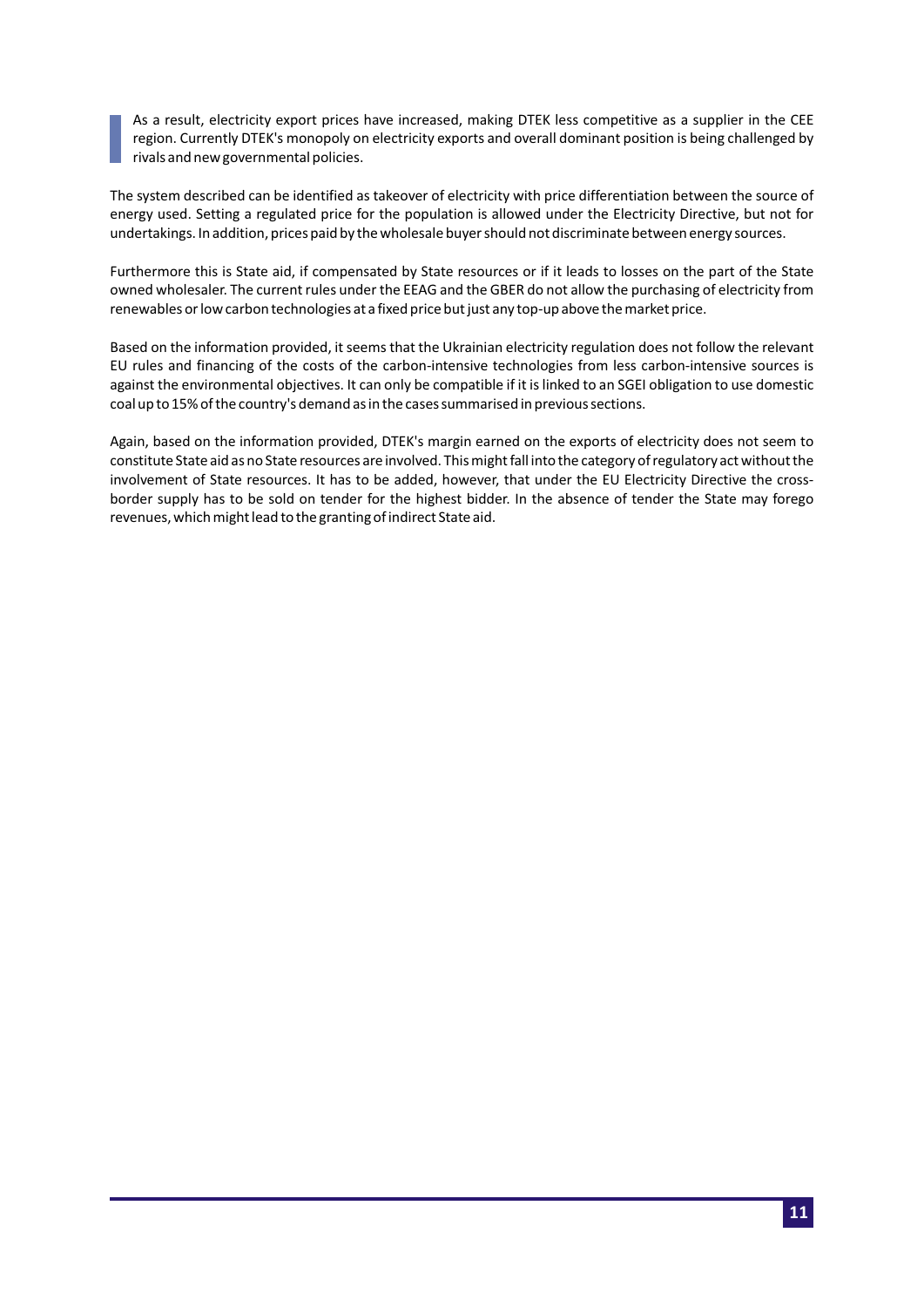> As a result, electricity export prices have increased, making DTEK less competitive as a supplier in the CEE region. Currently DTEK's monopoly on electricity exports and overall dominant position is being challenged by rivals and new governmental policies.

The system described can be identified as takeover of electricity with price differentiation between the source of energy used. Setting a regulated price for the population is allowed under the Electricity Directive, but not for undertakings. In addition, prices paid by the wholesale buyer should not discriminate between energy sources.

Furthermore this is State aid, if compensated by State resources or if it leads to losses on the part of the State owned wholesaler. The current rules under the EEAG and the GBER do not allow the purchasing of electricity from renewables or low carbon technologies at a fixed price but just any top-up above the market price.

Based on the information provided, it seems that the Ukrainian electricity regulation does not follow the relevant EU rules and financing of the costs of the carbon-intensive technologies from less carbon-intensive sources is against the environmental objectives. It can only be compatible if it is linked to an SGEI obligation to use domestic coal up to 15% of the country's demand as in the cases summarised in previous sections.

Again, based on the information provided, DTEK's margin earned on the exports of electricity does not seem to constitute State aid as no State resources are involved. This might fall into the category of regulatory act without the involvement of State resources. It has to be added, however, that under the EU Electricity Directive the cross-border supply has to be sold on tender for the highest bidder. In the absence of tender the State may forego revenues, which might lead to the granting of indirect State aid.